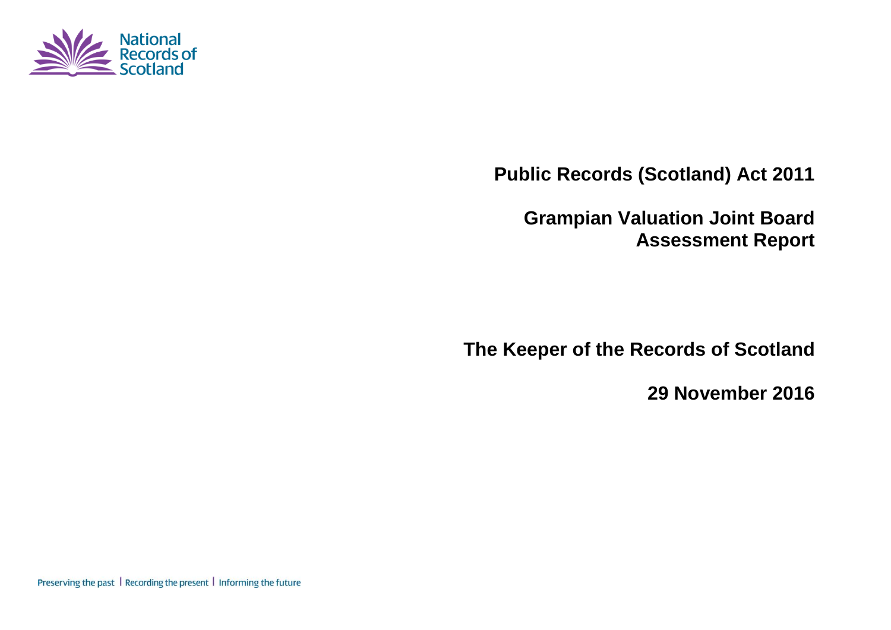National Records of Scotland

# Public Records (Scotland) Act 2011

## Grampian Valuation Joint Board Assessment Report

**The Keeper of the Records of Scotland**

**29 November 2016**

Preserving the past | Recording the present | Informing the future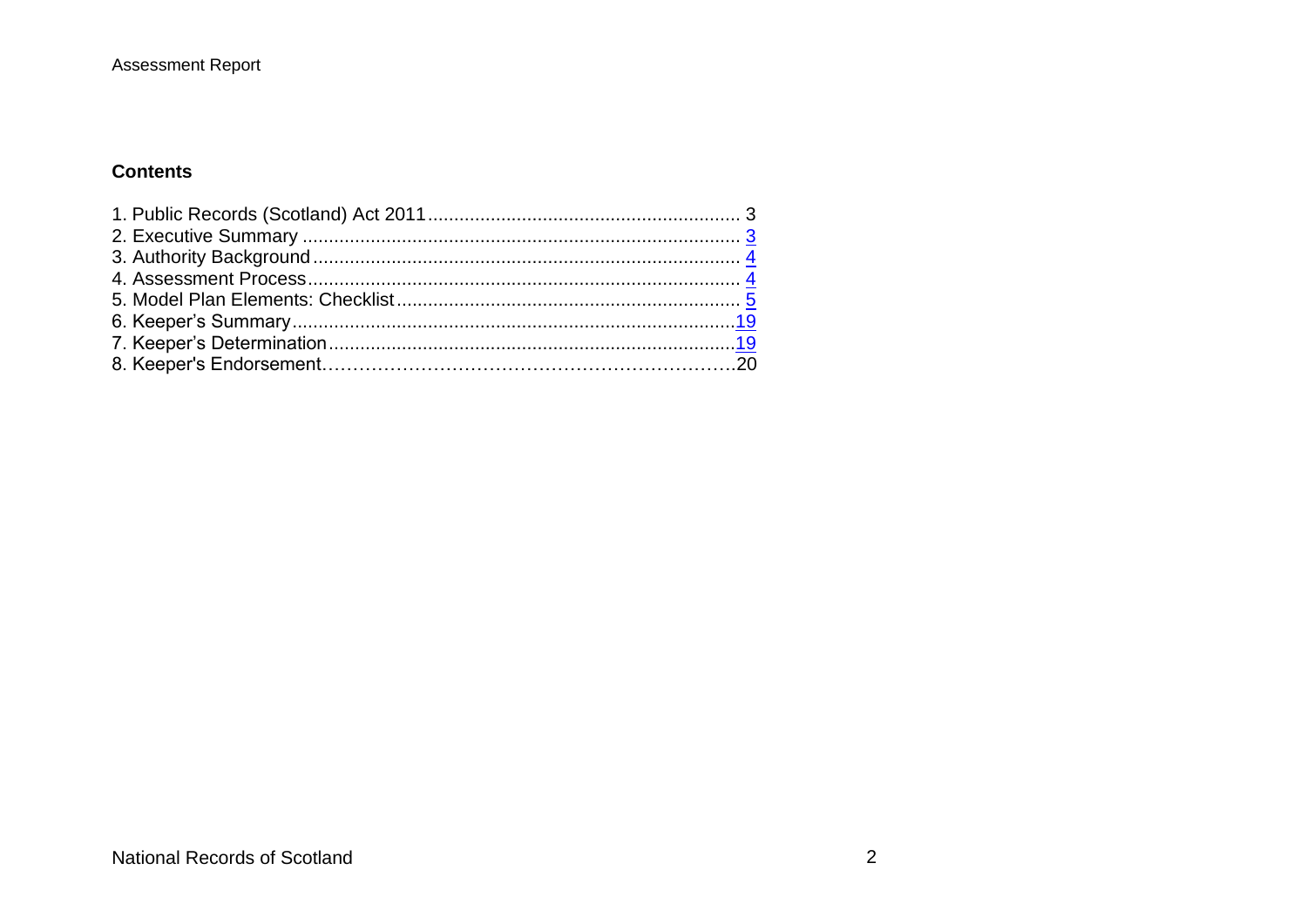## Contents

1. Public Records (Scotland) Act 2011 ........................................................... 3
2. Executive Summary .................................................................................. 3
3. Authority Background ................................................................................ 4
4. Assessment Process ................................................................................. 4
5. Model Plan Elements: Checklist ................................................................ 5
6. Keeper's Summary ....................................................................................19
7. Keeper's Determination .............................................................................19
8. Keeper's Endorsement……………………………………………………….20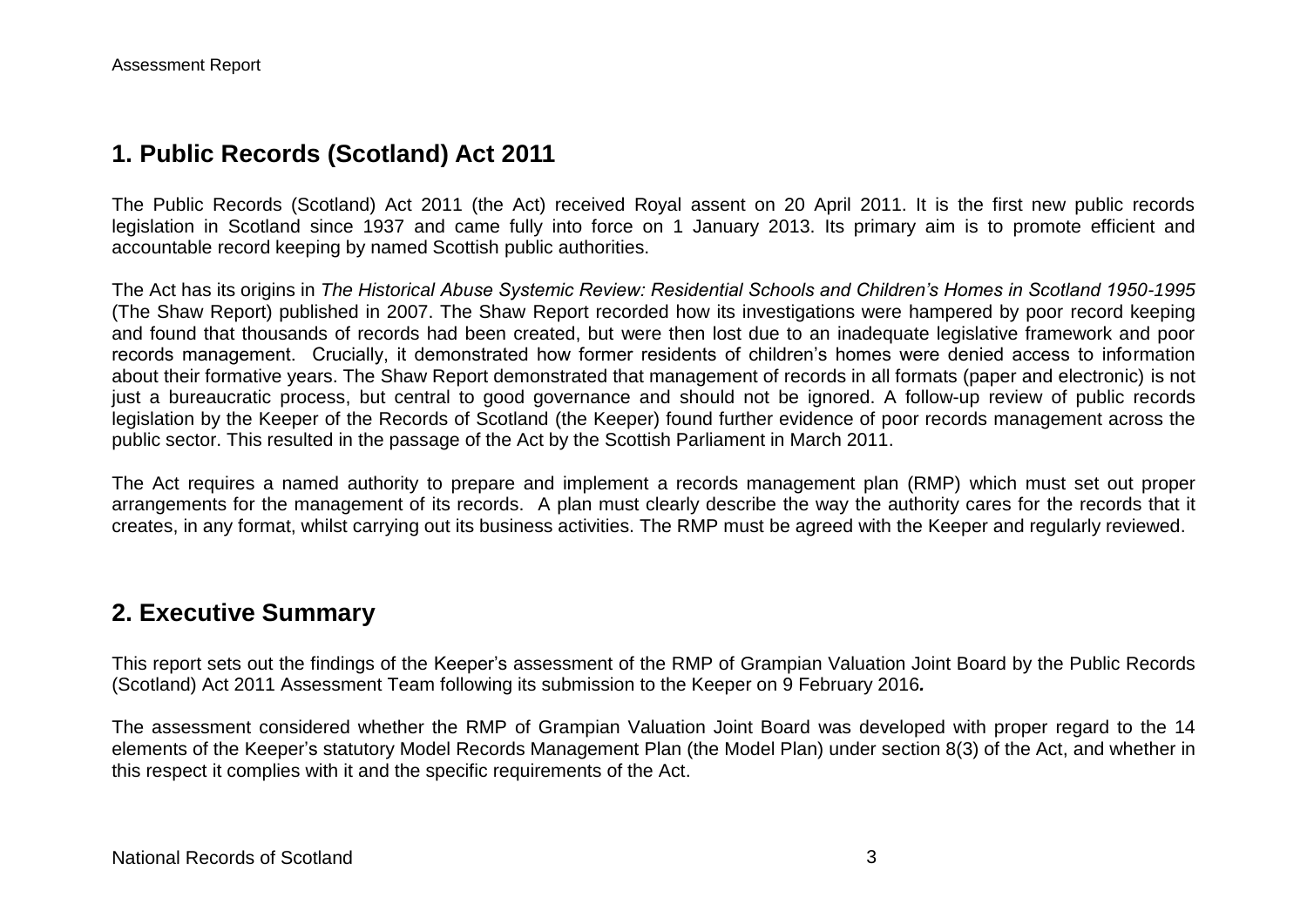## 1. Public Records (Scotland) Act 2011

The Public Records (Scotland) Act 2011 (the Act) received Royal assent on 20 April 2011. It is the first new public records legislation in Scotland since 1937 and came fully into force on 1 January 2013. Its primary aim is to promote efficient and accountable record keeping by named Scottish public authorities.

The Act has its origins in *The Historical Abuse Systemic Review: Residential Schools and Children's Homes in Scotland 1950-1995* (The Shaw Report) published in 2007. The Shaw Report recorded how its investigations were hampered by poor record keeping and found that thousands of records had been created, but were then lost due to an inadequate legislative framework and poor records management. Crucially, it demonstrated how former residents of children's homes were denied access to information about their formative years. The Shaw Report demonstrated that management of records in all formats (paper and electronic) is not just a bureaucratic process, but central to good governance and should not be ignored. A follow-up review of public records legislation by the Keeper of the Records of Scotland (the Keeper) found further evidence of poor records management across the public sector. This resulted in the passage of the Act by the Scottish Parliament in March 2011.

The Act requires a named authority to prepare and implement a records management plan (RMP) which must set out proper arrangements for the management of its records. A plan must clearly describe the way the authority cares for the records that it creates, in any format, whilst carrying out its business activities. The RMP must be agreed with the Keeper and regularly reviewed.

## 2. Executive Summary

This report sets out the findings of the Keeper's assessment of the RMP of Grampian Valuation Joint Board by the Public Records (Scotland) Act 2011 Assessment Team following its submission to the Keeper on 9 February 2016***.***

The assessment considered whether the RMP of Grampian Valuation Joint Board was developed with proper regard to the 14 elements of the Keeper's statutory Model Records Management Plan (the Model Plan) under section 8(3) of the Act, and whether in this respect it complies with it and the specific requirements of the Act.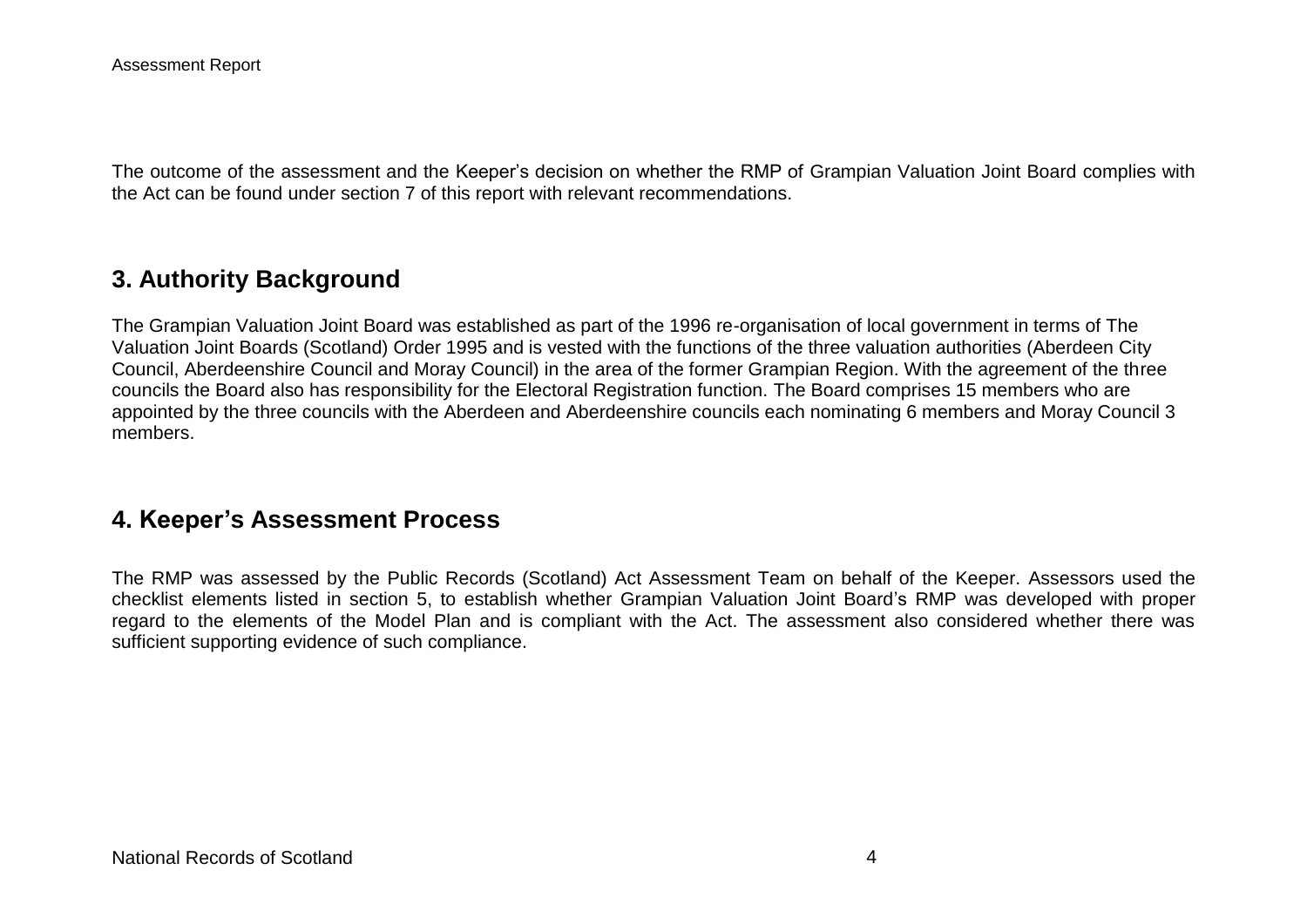The outcome of the assessment and the Keeper's decision on whether the RMP of Grampian Valuation Joint Board complies with the Act can be found under section 7 of this report with relevant recommendations.

## 3. Authority Background

The Grampian Valuation Joint Board was established as part of the 1996 re-organisation of local government in terms of The Valuation Joint Boards (Scotland) Order 1995 and is vested with the functions of the three valuation authorities (Aberdeen City Council, Aberdeenshire Council and Moray Council) in the area of the former Grampian Region. With the agreement of the three councils the Board also has responsibility for the Electoral Registration function. The Board comprises 15 members who are appointed by the three councils with the Aberdeen and Aberdeenshire councils each nominating 6 members and Moray Council 3 members.

## 4. Keeper's Assessment Process

The RMP was assessed by the Public Records (Scotland) Act Assessment Team on behalf of the Keeper. Assessors used the checklist elements listed in section 5, to establish whether Grampian Valuation Joint Board's RMP was developed with proper regard to the elements of the Model Plan and is compliant with the Act. The assessment also considered whether there was sufficient supporting evidence of such compliance.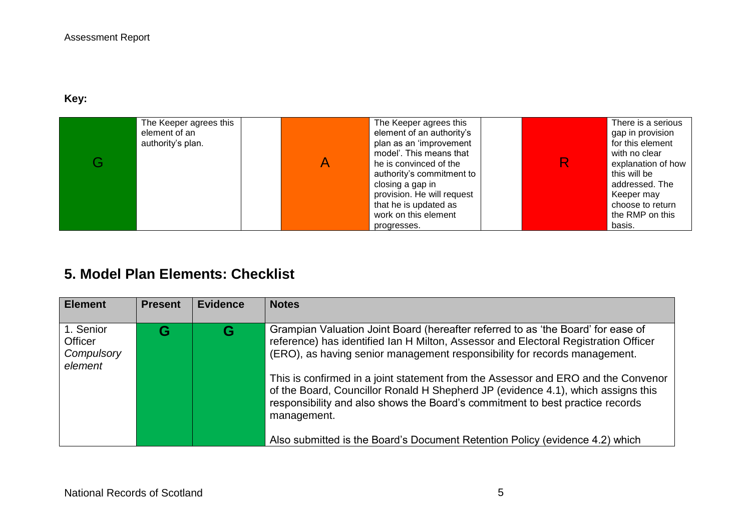**Key:**

| G | The Keeper agrees this element of an authority's plan. | | A | The Keeper agrees this element of an authority's plan as an 'improvement model'. This means that he is convinced of the authority's commitment to closing a gap in provision. He will request that he is updated as work on this element progresses. | | R | There is a serious gap in provision for this element with no clear explanation of how this will be addressed. The Keeper may choose to return the RMP on this basis. |
|---|---|---|---|---|---|---|---|

## 5. Model Plan Elements: Checklist

| Element | Present | Evidence | Notes |
|---|---|---|---|
| 1. Senior Officer *Compulsory element* | **G** | **G** | Grampian Valuation Joint Board (hereafter referred to as 'the Board' for ease of reference) has identified Ian H Milton, Assessor and Electoral Registration Officer (ERO), as having senior management responsibility for records management.<br><br>This is confirmed in a joint statement from the Assessor and ERO and the Convenor of the Board, Councillor Ronald H Shepherd JP (evidence 4.1), which assigns this responsibility and also shows the Board's commitment to best practice records management.<br><br>Also submitted is the Board's Document Retention Policy (evidence 4.2) which |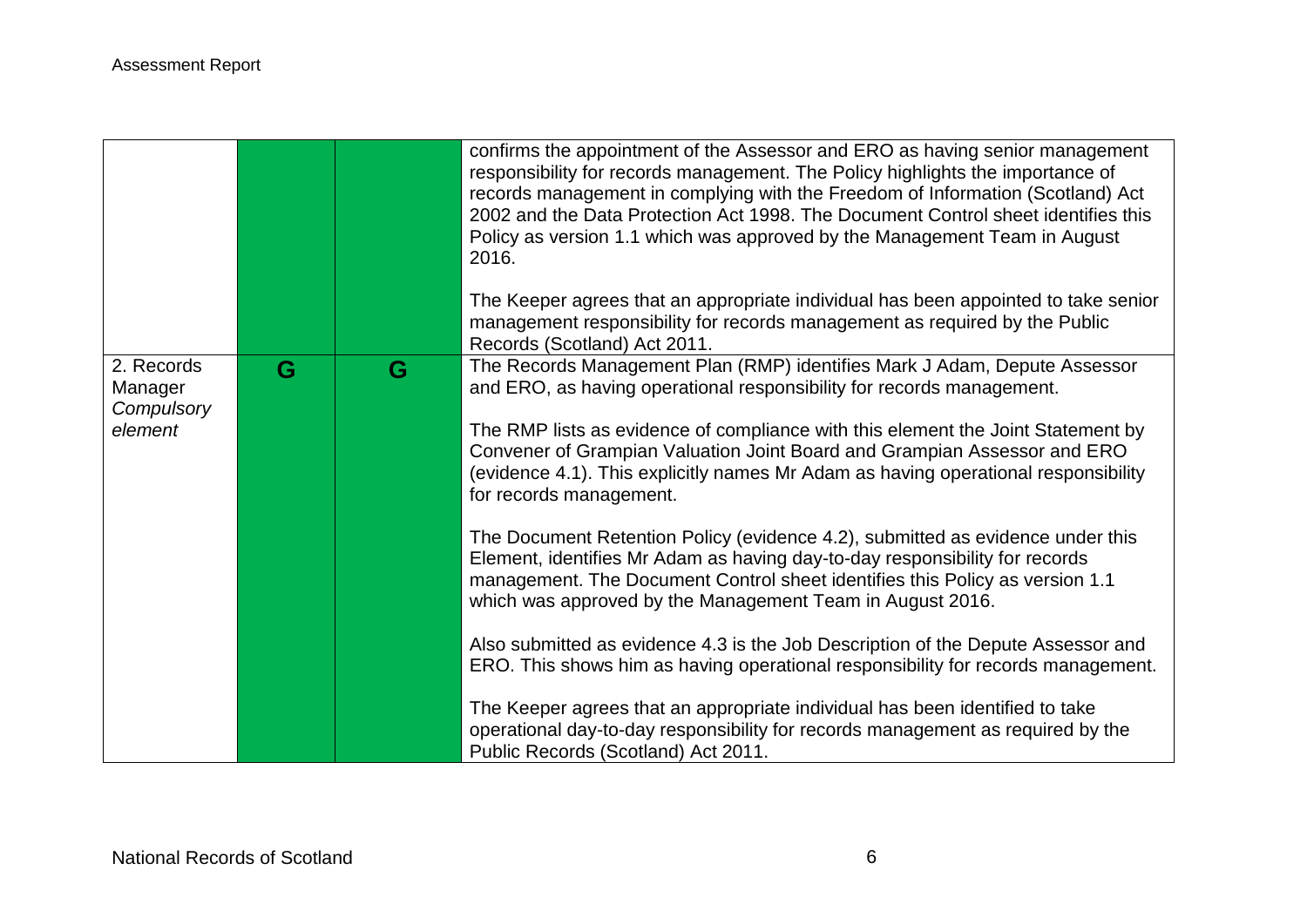| | | | |
|---|---|---|---|
| | | | confirms the appointment of the Assessor and ERO as having senior management responsibility for records management. The Policy highlights the importance of records management in complying with the Freedom of Information (Scotland) Act 2002 and the Data Protection Act 1998. The Document Control sheet identifies this Policy as version 1.1 which was approved by the Management Team in August 2016.<br><br>The Keeper agrees that an appropriate individual has been appointed to take senior management responsibility for records management as required by the Public Records (Scotland) Act 2011. |
| 2. Records Manager *Compulsory element* | G | G | The Records Management Plan (RMP) identifies Mark J Adam, Depute Assessor and ERO, as having operational responsibility for records management.<br><br>The RMP lists as evidence of compliance with this element the Joint Statement by Convener of Grampian Valuation Joint Board and Grampian Assessor and ERO (evidence 4.1). This explicitly names Mr Adam as having operational responsibility for records management.<br><br>The Document Retention Policy (evidence 4.2), submitted as evidence under this Element, identifies Mr Adam as having day-to-day responsibility for records management. The Document Control sheet identifies this Policy as version 1.1 which was approved by the Management Team in August 2016.<br><br>Also submitted as evidence 4.3 is the Job Description of the Depute Assessor and ERO. This shows him as having operational responsibility for records management.<br><br>The Keeper agrees that an appropriate individual has been identified to take operational day-to-day responsibility for records management as required by the Public Records (Scotland) Act 2011. |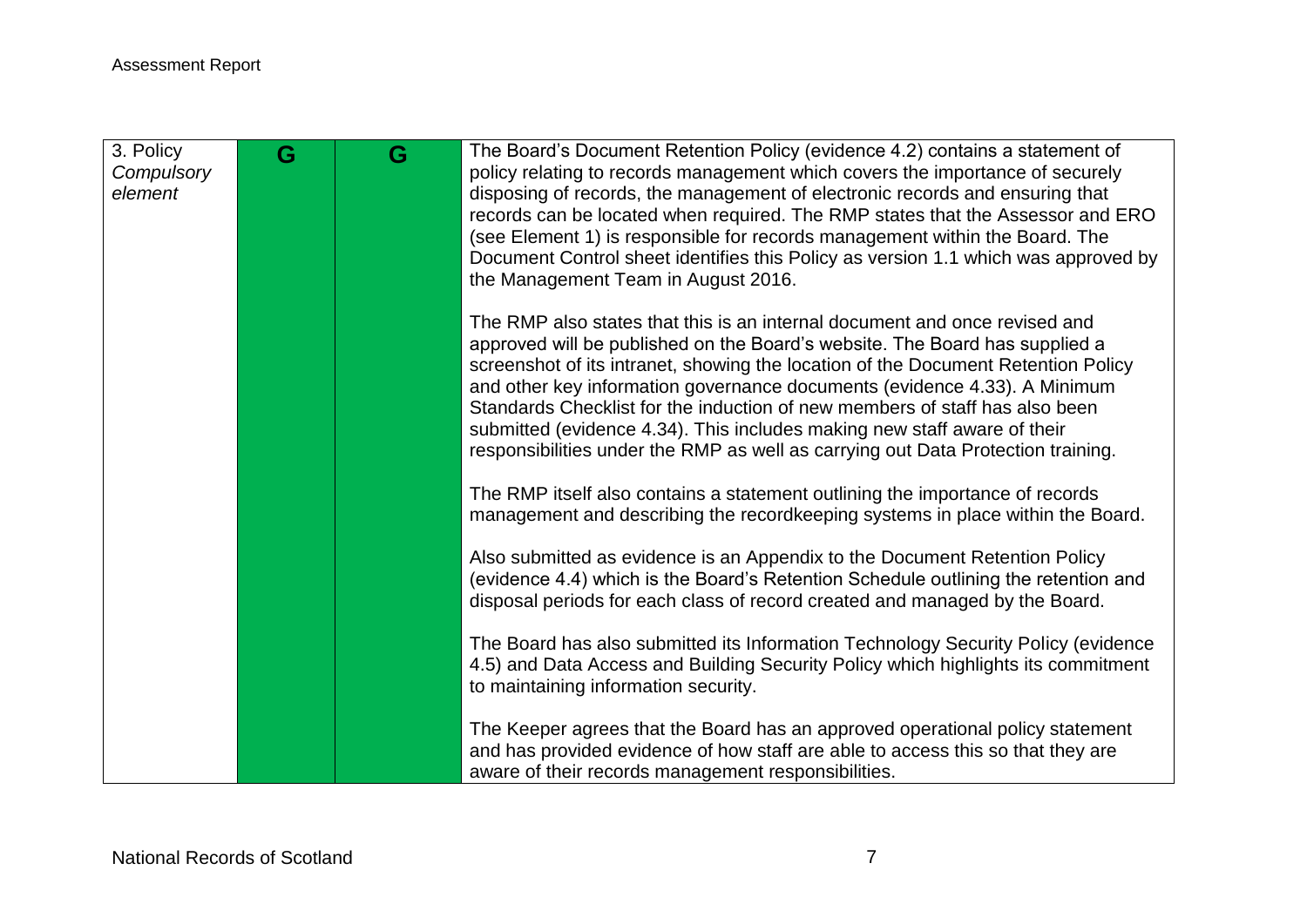| 3. Policy *Compulsory element* | G | G | The Board's Document Retention Policy (evidence 4.2) contains a statement of policy relating to records management which covers the importance of securely disposing of records, the management of electronic records and ensuring that records can be located when required. The RMP states that the Assessor and ERO (see Element 1) is responsible for records management within the Board. The Document Control sheet identifies this Policy as version 1.1 which was approved by the Management Team in August 2016.<br><br>The RMP also states that this is an internal document and once revised and approved will be published on the Board's website. The Board has supplied a screenshot of its intranet, showing the location of the Document Retention Policy and other key information governance documents (evidence 4.33). A Minimum Standards Checklist for the induction of new members of staff has also been submitted (evidence 4.34). This includes making new staff aware of their responsibilities under the RMP as well as carrying out Data Protection training.<br><br>The RMP itself also contains a statement outlining the importance of records management and describing the recordkeeping systems in place within the Board.<br><br>Also submitted as evidence is an Appendix to the Document Retention Policy (evidence 4.4) which is the Board's Retention Schedule outlining the retention and disposal periods for each class of record created and managed by the Board.<br><br>The Board has also submitted its Information Technology Security Policy (evidence 4.5) and Data Access and Building Security Policy which highlights its commitment to maintaining information security.<br><br>The Keeper agrees that the Board has an approved operational policy statement and has provided evidence of how staff are able to access this so that they are aware of their records management responsibilities. |
|---|---|---|---|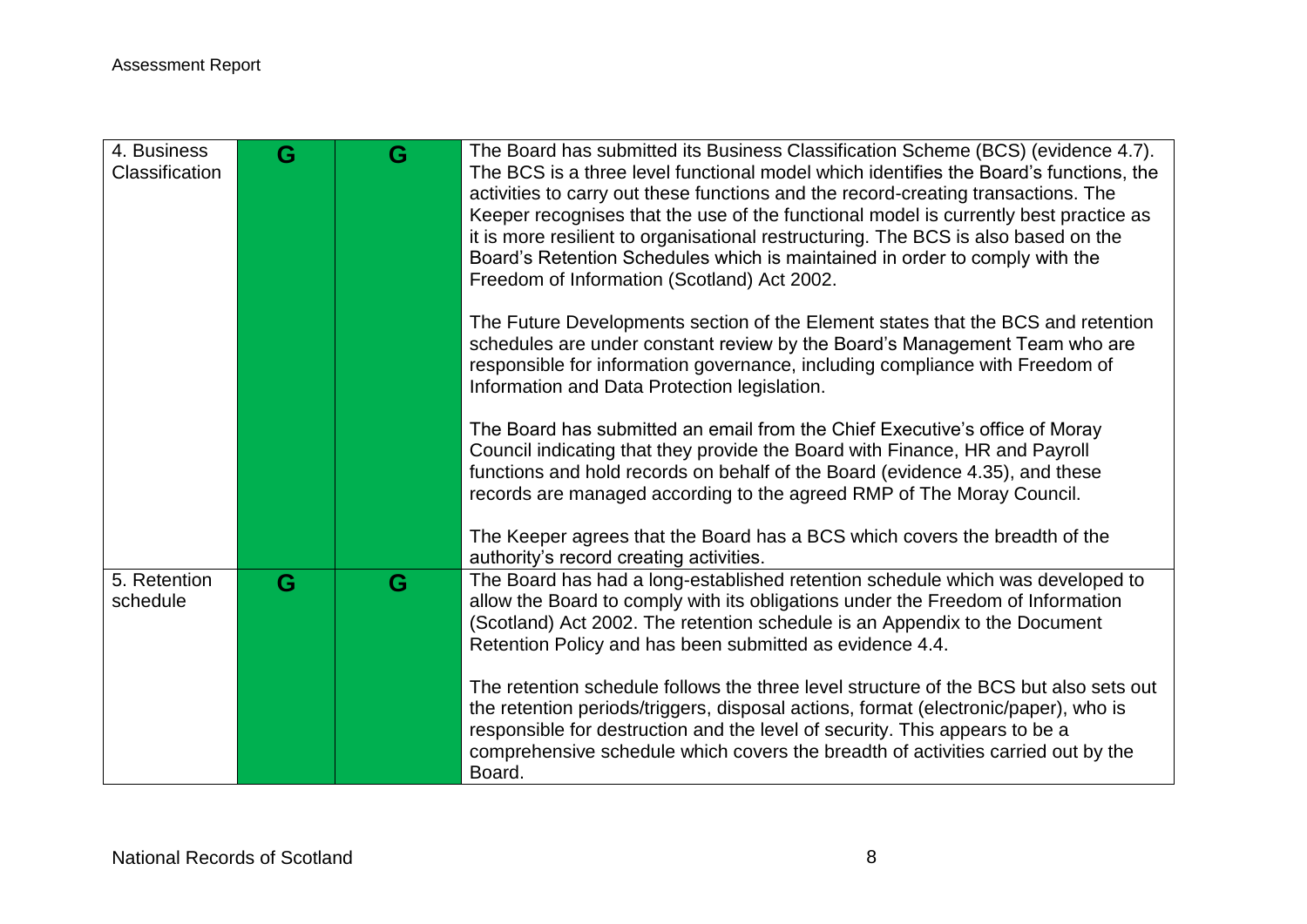| 4. Business Classification | G | G | The Board has submitted its Business Classification Scheme (BCS) (evidence 4.7). The BCS is a three level functional model which identifies the Board's functions, the activities to carry out these functions and the record-creating transactions. The Keeper recognises that the use of the functional model is currently best practice as it is more resilient to organisational restructuring. The BCS is also based on the Board's Retention Schedules which is maintained in order to comply with the Freedom of Information (Scotland) Act 2002.<br><br>The Future Developments section of the Element states that the BCS and retention schedules are under constant review by the Board's Management Team who are responsible for information governance, including compliance with Freedom of Information and Data Protection legislation.<br><br>The Board has submitted an email from the Chief Executive's office of Moray Council indicating that they provide the Board with Finance, HR and Payroll functions and hold records on behalf of the Board (evidence 4.35), and these records are managed according to the agreed RMP of The Moray Council.<br><br>The Keeper agrees that the Board has a BCS which covers the breadth of the authority's record creating activities. |
|---|---|---|---|
| 5. Retention schedule | G | G | The Board has had a long-established retention schedule which was developed to allow the Board to comply with its obligations under the Freedom of Information (Scotland) Act 2002. The retention schedule is an Appendix to the Document Retention Policy and has been submitted as evidence 4.4.<br><br>The retention schedule follows the three level structure of the BCS but also sets out the retention periods/triggers, disposal actions, format (electronic/paper), who is responsible for destruction and the level of security. This appears to be a comprehensive schedule which covers the breadth of activities carried out by the Board. |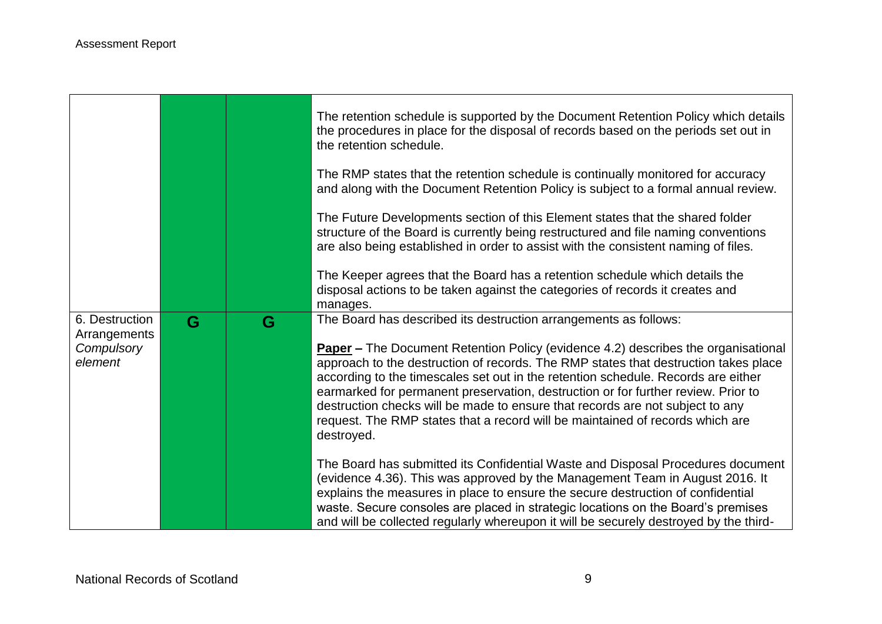| | | | |
|---|---|---|---|
| | | | The retention schedule is supported by the Document Retention Policy which details the procedures in place for the disposal of records based on the periods set out in the retention schedule.<br><br>The RMP states that the retention schedule is continually monitored for accuracy and along with the Document Retention Policy is subject to a formal annual review.<br><br>The Future Developments section of this Element states that the shared folder structure of the Board is currently being restructured and file naming conventions are also being established in order to assist with the consistent naming of files.<br><br>The Keeper agrees that the Board has a retention schedule which details the disposal actions to be taken against the categories of records it creates and manages. |
| 6. Destruction Arrangements<br>*Compulsory element* | G | G | The Board has described its destruction arrangements as follows:<br><br>**Paper –** The Document Retention Policy (evidence 4.2) describes the organisational approach to the destruction of records. The RMP states that destruction takes place according to the timescales set out in the retention schedule. Records are either earmarked for permanent preservation, destruction or for further review. Prior to destruction checks will be made to ensure that records are not subject to any request. The RMP states that a record will be maintained of records which are destroyed.<br><br>The Board has submitted its Confidential Waste and Disposal Procedures document (evidence 4.36). This was approved by the Management Team in August 2016. It explains the measures in place to ensure the secure destruction of confidential waste. Secure consoles are placed in strategic locations on the Board's premises and will be collected regularly whereupon it will be securely destroyed by the third- |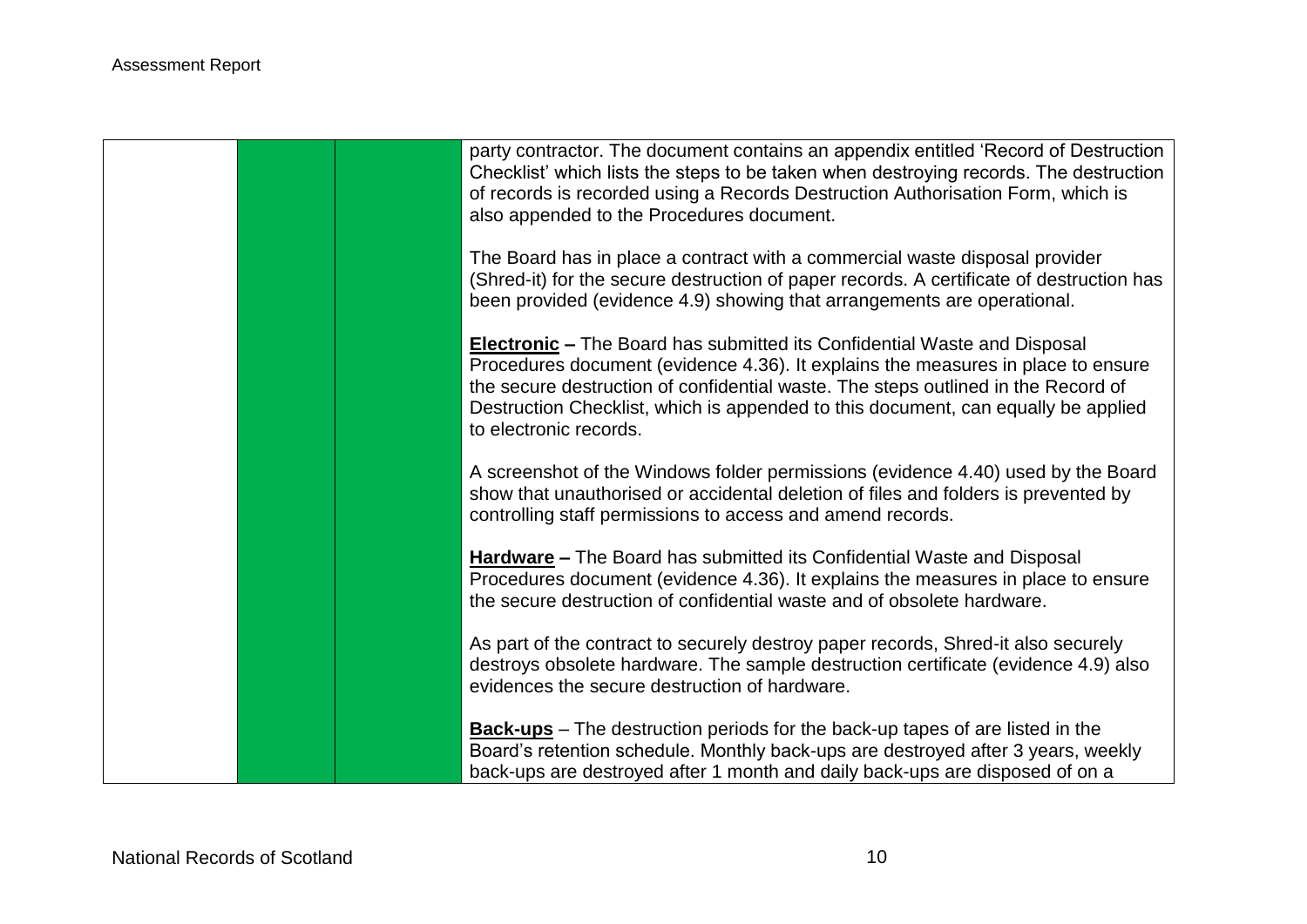| | | | |
|---|---|---|---|
| | | | party contractor. The document contains an appendix entitled 'Record of Destruction Checklist' which lists the steps to be taken when destroying records. The destruction of records is recorded using a Records Destruction Authorisation Form, which is also appended to the Procedures document.<br><br>The Board has in place a contract with a commercial waste disposal provider (Shred-it) for the secure destruction of paper records. A certificate of destruction has been provided (evidence 4.9) showing that arrangements are operational.<br><br>**<u>Electronic</u> –** The Board has submitted its Confidential Waste and Disposal Procedures document (evidence 4.36). It explains the measures in place to ensure the secure destruction of confidential waste. The steps outlined in the Record of Destruction Checklist, which is appended to this document, can equally be applied to electronic records.<br><br>A screenshot of the Windows folder permissions (evidence 4.40) used by the Board show that unauthorised or accidental deletion of files and folders is prevented by controlling staff permissions to access and amend records.<br><br>**<u>Hardware</u> –** The Board has submitted its Confidential Waste and Disposal Procedures document (evidence 4.36). It explains the measures in place to ensure the secure destruction of confidential waste and of obsolete hardware.<br><br>As part of the contract to securely destroy paper records, Shred-it also securely destroys obsolete hardware. The sample destruction certificate (evidence 4.9) also evidences the secure destruction of hardware.<br><br>**<u>Back-ups</u>** – The destruction periods for the back-up tapes of are listed in the Board's retention schedule. Monthly back-ups are destroyed after 3 years, weekly back-ups are destroyed after 1 month and daily back-ups are disposed of on a |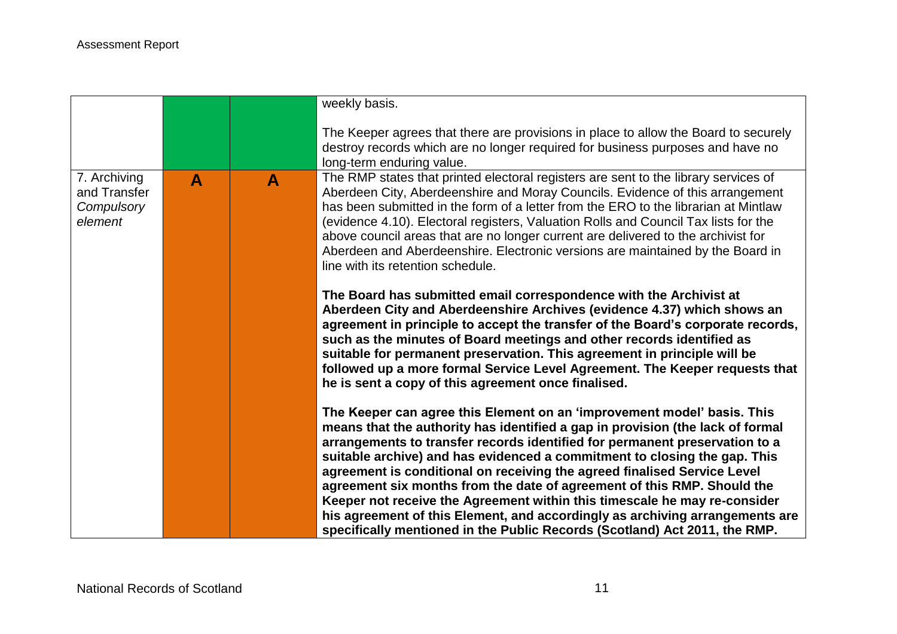| | | | |
|---|---|---|---|
| | | | weekly basis.<br><br>The Keeper agrees that there are provisions in place to allow the Board to securely destroy records which are no longer required for business purposes and have no long-term enduring value. |
| 7. Archiving and Transfer *Compulsory element* | **A** | **A** | The RMP states that printed electoral registers are sent to the library services of Aberdeen City, Aberdeenshire and Moray Councils. Evidence of this arrangement has been submitted in the form of a letter from the ERO to the librarian at Mintlaw (evidence 4.10). Electoral registers, Valuation Rolls and Council Tax lists for the above council areas that are no longer current are delivered to the archivist for Aberdeen and Aberdeenshire. Electronic versions are maintained by the Board in line with its retention schedule.<br><br>**The Board has submitted email correspondence with the Archivist at Aberdeen City and Aberdeenshire Archives (evidence 4.37) which shows an agreement in principle to accept the transfer of the Board's corporate records, such as the minutes of Board meetings and other records identified as suitable for permanent preservation. This agreement in principle will be followed up a more formal Service Level Agreement. The Keeper requests that he is sent a copy of this agreement once finalised.**<br><br>**The Keeper can agree this Element on an 'improvement model' basis. This means that the authority has identified a gap in provision (the lack of formal arrangements to transfer records identified for permanent preservation to a suitable archive) and has evidenced a commitment to closing the gap. This agreement is conditional on receiving the agreed finalised Service Level agreement six months from the date of agreement of this RMP. Should the Keeper not receive the Agreement within this timescale he may re-consider his agreement of this Element, and accordingly as archiving arrangements are specifically mentioned in the Public Records (Scotland) Act 2011, the RMP.** |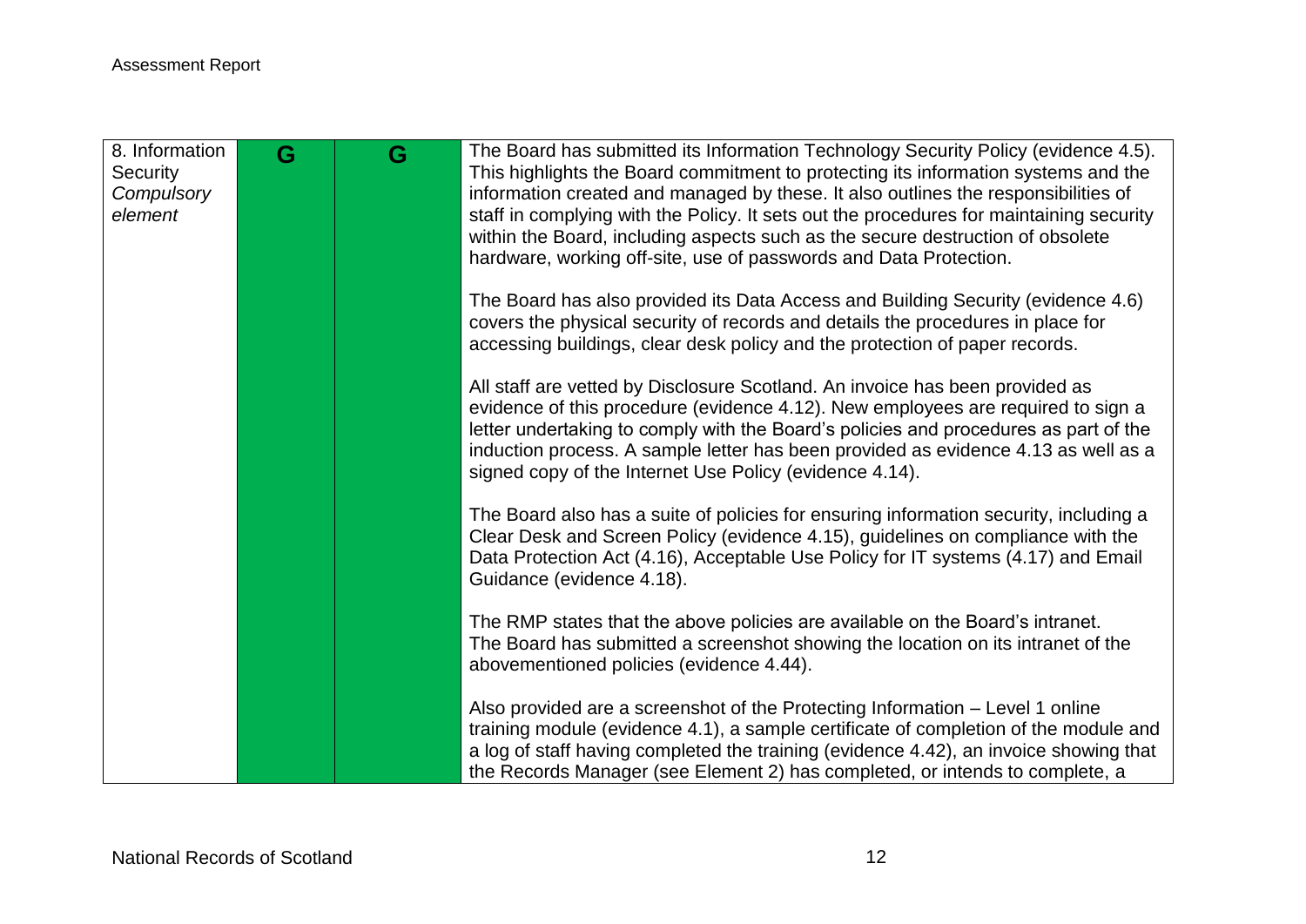| 8. Information Security *Compulsory element* | G | G | The Board has submitted its Information Technology Security Policy (evidence 4.5). This highlights the Board commitment to protecting its information systems and the information created and managed by these. It also outlines the responsibilities of staff in complying with the Policy. It sets out the procedures for maintaining security within the Board, including aspects such as the secure destruction of obsolete hardware, working off-site, use of passwords and Data Protection.<br><br>The Board has also provided its Data Access and Building Security (evidence 4.6) covers the physical security of records and details the procedures in place for accessing buildings, clear desk policy and the protection of paper records.<br><br>All staff are vetted by Disclosure Scotland. An invoice has been provided as evidence of this procedure (evidence 4.12). New employees are required to sign a letter undertaking to comply with the Board's policies and procedures as part of the induction process. A sample letter has been provided as evidence 4.13 as well as a signed copy of the Internet Use Policy (evidence 4.14).<br><br>The Board also has a suite of policies for ensuring information security, including a Clear Desk and Screen Policy (evidence 4.15), guidelines on compliance with the Data Protection Act (4.16), Acceptable Use Policy for IT systems (4.17) and Email Guidance (evidence 4.18).<br><br>The RMP states that the above policies are available on the Board's intranet. The Board has submitted a screenshot showing the location on its intranet of the abovementioned policies (evidence 4.44).<br><br>Also provided are a screenshot of the Protecting Information – Level 1 online training module (evidence 4.1), a sample certificate of completion of the module and a log of staff having completed the training (evidence 4.42), an invoice showing that the Records Manager (see Element 2) has completed, or intends to complete, a |
|---|---|---|---|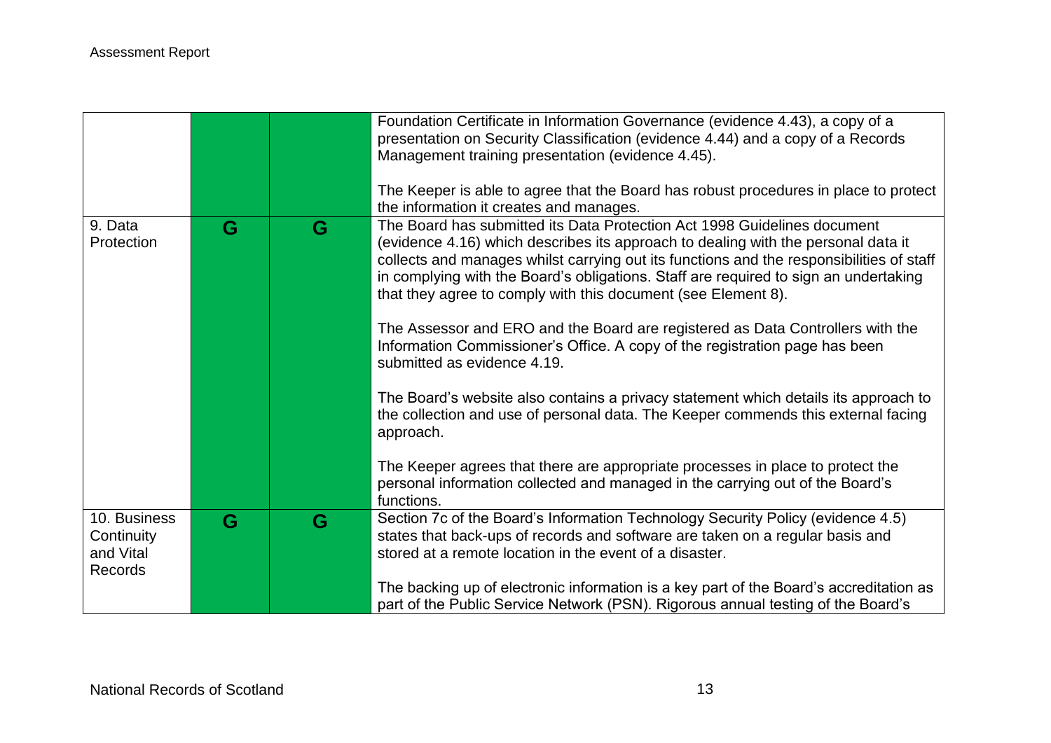| | | | |
|---|---|---|---|
| | | | Foundation Certificate in Information Governance (evidence 4.43), a copy of a presentation on Security Classification (evidence 4.44) and a copy of a Records Management training presentation (evidence 4.45).<br><br>The Keeper is able to agree that the Board has robust procedures in place to protect the information it creates and manages. |
| 9. Data Protection | G | G | The Board has submitted its Data Protection Act 1998 Guidelines document (evidence 4.16) which describes its approach to dealing with the personal data it collects and manages whilst carrying out its functions and the responsibilities of staff in complying with the Board's obligations. Staff are required to sign an undertaking that they agree to comply with this document (see Element 8).<br><br>The Assessor and ERO and the Board are registered as Data Controllers with the Information Commissioner's Office. A copy of the registration page has been submitted as evidence 4.19.<br><br>The Board's website also contains a privacy statement which details its approach to the collection and use of personal data. The Keeper commends this external facing approach.<br><br>The Keeper agrees that there are appropriate processes in place to protect the personal information collected and managed in the carrying out of the Board's functions. |
| 10. Business Continuity and Vital Records | G | G | Section 7c of the Board's Information Technology Security Policy (evidence 4.5) states that back-ups of records and software are taken on a regular basis and stored at a remote location in the event of a disaster.<br><br>The backing up of electronic information is a key part of the Board's accreditation as part of the Public Service Network (PSN). Rigorous annual testing of the Board's |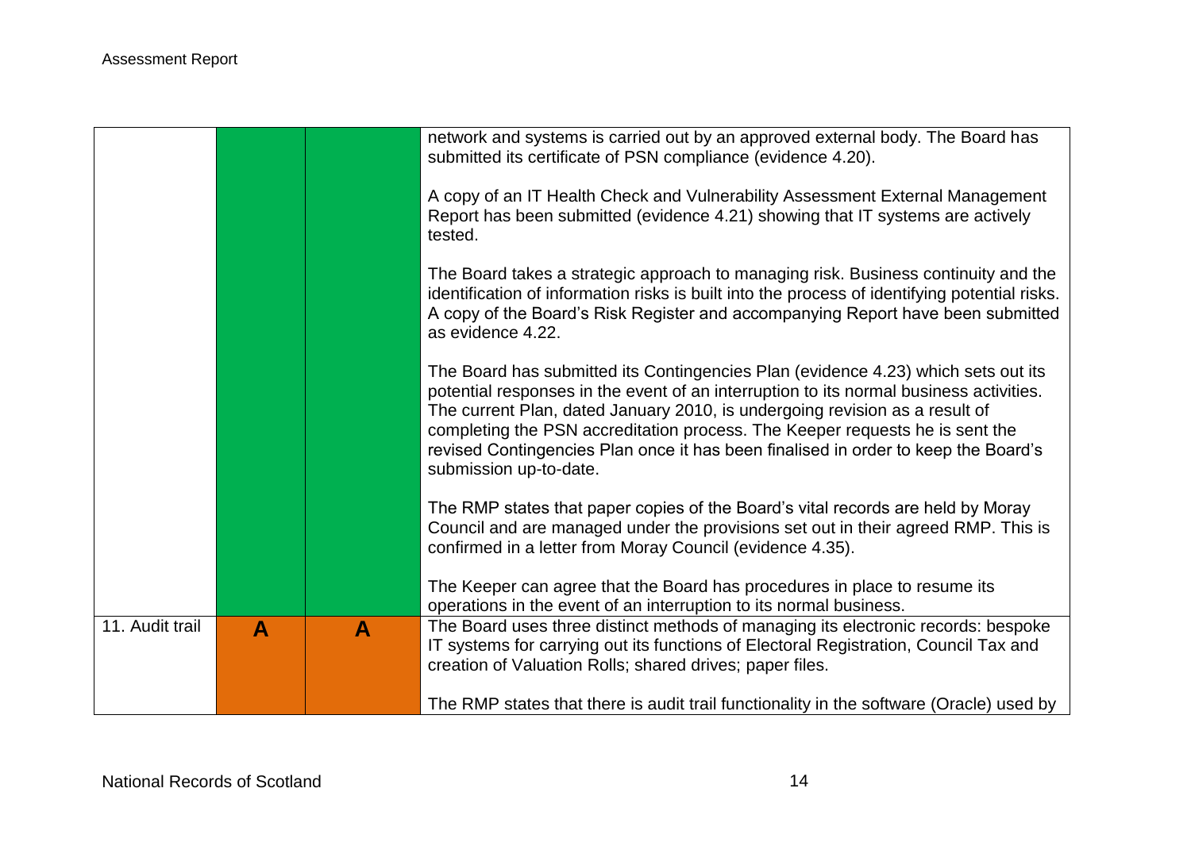| | | | |
|---|---|---|---|
| | | | network and systems is carried out by an approved external body. The Board has submitted its certificate of PSN compliance (evidence 4.20).<br><br>A copy of an IT Health Check and Vulnerability Assessment External Management Report has been submitted (evidence 4.21) showing that IT systems are actively tested.<br><br>The Board takes a strategic approach to managing risk. Business continuity and the identification of information risks is built into the process of identifying potential risks. A copy of the Board's Risk Register and accompanying Report have been submitted as evidence 4.22.<br><br>The Board has submitted its Contingencies Plan (evidence 4.23) which sets out its potential responses in the event of an interruption to its normal business activities. The current Plan, dated January 2010, is undergoing revision as a result of completing the PSN accreditation process. The Keeper requests he is sent the revised Contingencies Plan once it has been finalised in order to keep the Board's submission up-to-date.<br><br>The RMP states that paper copies of the Board's vital records are held by Moray Council and are managed under the provisions set out in their agreed RMP. This is confirmed in a letter from Moray Council (evidence 4.35).<br><br>The Keeper can agree that the Board has procedures in place to resume its operations in the event of an interruption to its normal business. |
| 11. Audit trail | **A** | **A** | The Board uses three distinct methods of managing its electronic records: bespoke IT systems for carrying out its functions of Electoral Registration, Council Tax and creation of Valuation Rolls; shared drives; paper files.<br><br>The RMP states that there is audit trail functionality in the software (Oracle) used by |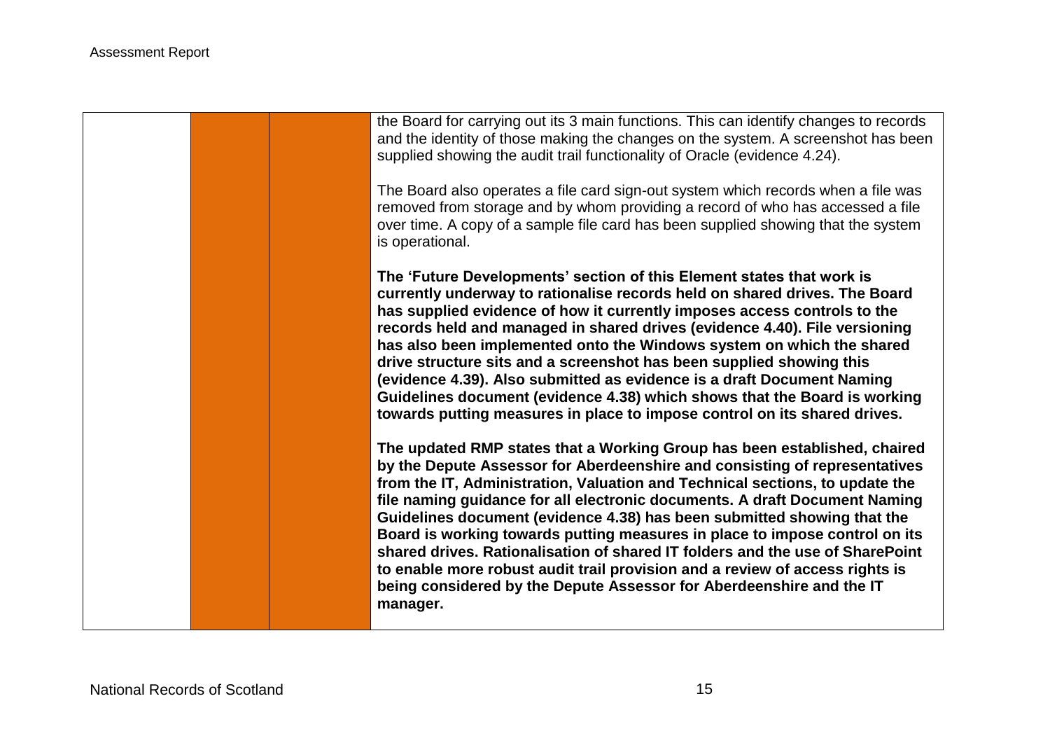| | | | |
|---|---|---|---|
| | | | the Board for carrying out its 3 main functions. This can identify changes to records and the identity of those making the changes on the system. A screenshot has been supplied showing the audit trail functionality of Oracle (evidence 4.24).<br><br>The Board also operates a file card sign-out system which records when a file was removed from storage and by whom providing a record of who has accessed a file over time. A copy of a sample file card has been supplied showing that the system is operational.<br><br>**The 'Future Developments' section of this Element states that work is currently underway to rationalise records held on shared drives. The Board has supplied evidence of how it currently imposes access controls to the records held and managed in shared drives (evidence 4.40). File versioning has also been implemented onto the Windows system on which the shared drive structure sits and a screenshot has been supplied showing this (evidence 4.39). Also submitted as evidence is a draft Document Naming Guidelines document (evidence 4.38) which shows that the Board is working towards putting measures in place to impose control on its shared drives.**<br><br>**The updated RMP states that a Working Group has been established, chaired by the Depute Assessor for Aberdeenshire and consisting of representatives from the IT, Administration, Valuation and Technical sections, to update the file naming guidance for all electronic documents. A draft Document Naming Guidelines document (evidence 4.38) has been submitted showing that the Board is working towards putting measures in place to impose control on its shared drives. Rationalisation of shared IT folders and the use of SharePoint to enable more robust audit trail provision and a review of access rights is being considered by the Depute Assessor for Aberdeenshire and the IT manager.** |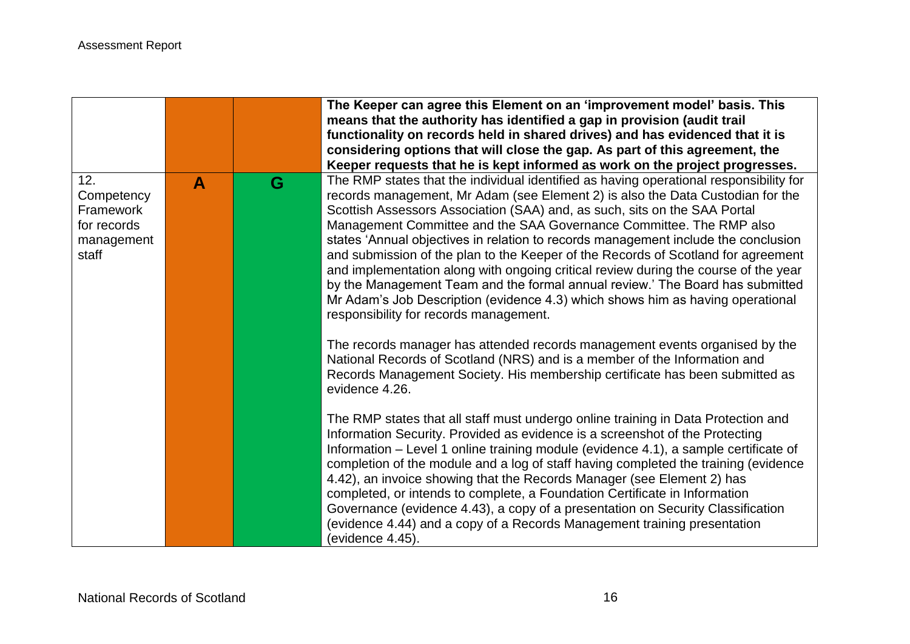| | | | |
|---|---|---|---|
| | | | **The Keeper can agree this Element on an 'improvement model' basis. This means that the authority has identified a gap in provision (audit trail functionality on records held in shared drives) and has evidenced that it is considering options that will close the gap. As part of this agreement, the Keeper requests that he is kept informed as work on the project progresses.** |
| 12. Competency Framework for records management staff | **A** | **G** | The RMP states that the individual identified as having operational responsibility for records management, Mr Adam (see Element 2) is also the Data Custodian for the Scottish Assessors Association (SAA) and, as such, sits on the SAA Portal Management Committee and the SAA Governance Committee. The RMP also states 'Annual objectives in relation to records management include the conclusion and submission of the plan to the Keeper of the Records of Scotland for agreement and implementation along with ongoing critical review during the course of the year by the Management Team and the formal annual review.' The Board has submitted Mr Adam's Job Description (evidence 4.3) which shows him as having operational responsibility for records management.<br><br>The records manager has attended records management events organised by the National Records of Scotland (NRS) and is a member of the Information and Records Management Society. His membership certificate has been submitted as evidence 4.26.<br><br>The RMP states that all staff must undergo online training in Data Protection and Information Security. Provided as evidence is a screenshot of the Protecting Information – Level 1 online training module (evidence 4.1), a sample certificate of completion of the module and a log of staff having completed the training (evidence 4.42), an invoice showing that the Records Manager (see Element 2) has completed, or intends to complete, a Foundation Certificate in Information Governance (evidence 4.43), a copy of a presentation on Security Classification (evidence 4.44) and a copy of a Records Management training presentation (evidence 4.45). |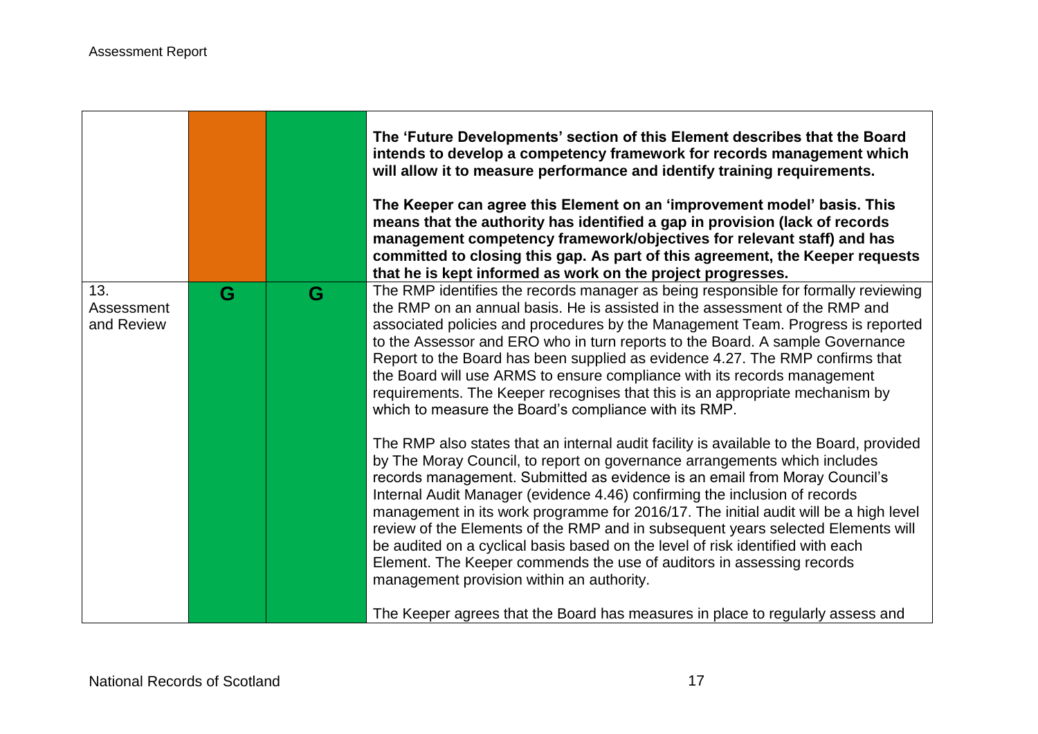| | | | |
|---|---|---|---|
| | | | **The 'Future Developments' section of this Element describes that the Board intends to develop a competency framework for records management which will allow it to measure performance and identify training requirements.**<br><br>**The Keeper can agree this Element on an 'improvement model' basis. This means that the authority has identified a gap in provision (lack of records management competency framework/objectives for relevant staff) and has committed to closing this gap. As part of this agreement, the Keeper requests that he is kept informed as work on the project progresses.** |
| 13. Assessment and Review | G | G | The RMP identifies the records manager as being responsible for formally reviewing the RMP on an annual basis. He is assisted in the assessment of the RMP and associated policies and procedures by the Management Team. Progress is reported to the Assessor and ERO who in turn reports to the Board. A sample Governance Report to the Board has been supplied as evidence 4.27. The RMP confirms that the Board will use ARMS to ensure compliance with its records management requirements. The Keeper recognises that this is an appropriate mechanism by which to measure the Board's compliance with its RMP.<br><br>The RMP also states that an internal audit facility is available to the Board, provided by The Moray Council, to report on governance arrangements which includes records management. Submitted as evidence is an email from Moray Council's Internal Audit Manager (evidence 4.46) confirming the inclusion of records management in its work programme for 2016/17. The initial audit will be a high level review of the Elements of the RMP and in subsequent years selected Elements will be audited on a cyclical basis based on the level of risk identified with each Element. The Keeper commends the use of auditors in assessing records management provision within an authority.<br><br>The Keeper agrees that the Board has measures in place to regularly assess and |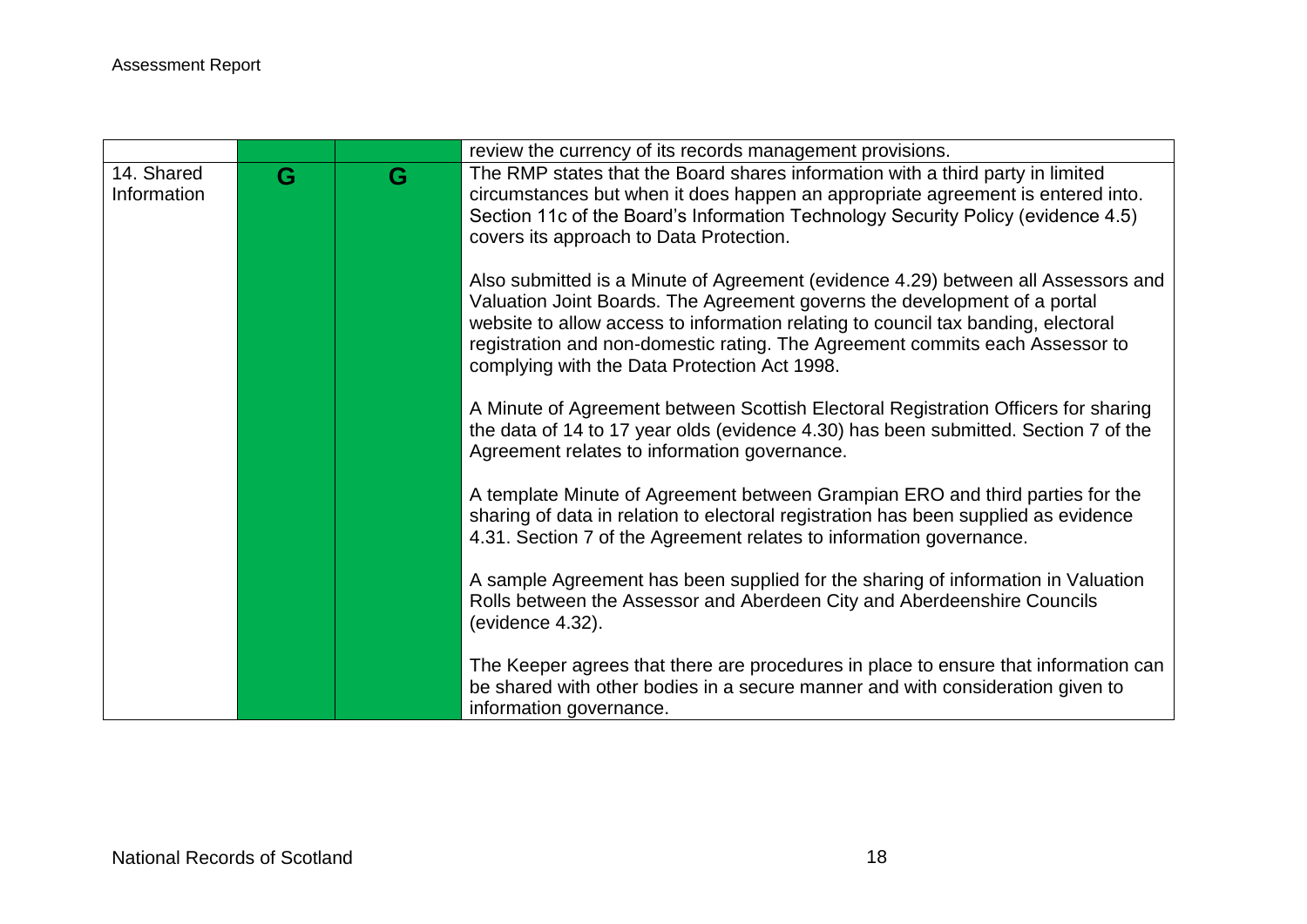| | | | |
|---|---|---|---|
| | | | review the currency of its records management provisions. |
| 14. Shared Information | G | G | The RMP states that the Board shares information with a third party in limited circumstances but when it does happen an appropriate agreement is entered into. Section 11c of the Board's Information Technology Security Policy (evidence 4.5) covers its approach to Data Protection.<br><br>Also submitted is a Minute of Agreement (evidence 4.29) between all Assessors and Valuation Joint Boards. The Agreement governs the development of a portal website to allow access to information relating to council tax banding, electoral registration and non-domestic rating. The Agreement commits each Assessor to complying with the Data Protection Act 1998.<br><br>A Minute of Agreement between Scottish Electoral Registration Officers for sharing the data of 14 to 17 year olds (evidence 4.30) has been submitted. Section 7 of the Agreement relates to information governance.<br><br>A template Minute of Agreement between Grampian ERO and third parties for the sharing of data in relation to electoral registration has been supplied as evidence 4.31. Section 7 of the Agreement relates to information governance.<br><br>A sample Agreement has been supplied for the sharing of information in Valuation Rolls between the Assessor and Aberdeen City and Aberdeenshire Councils (evidence 4.32).<br><br>The Keeper agrees that there are procedures in place to ensure that information can be shared with other bodies in a secure manner and with consideration given to information governance. |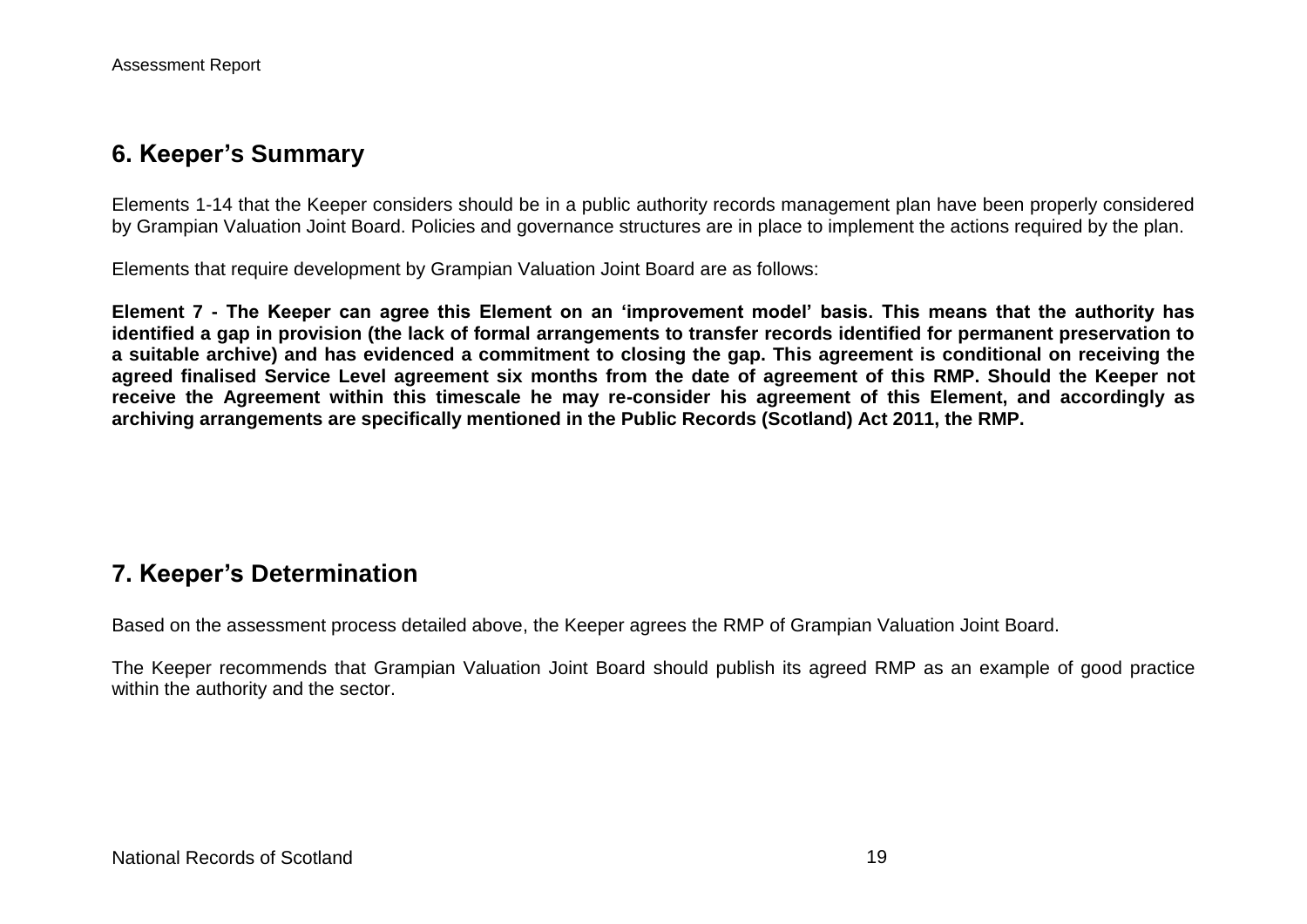## 6. Keeper's Summary

Elements 1-14 that the Keeper considers should be in a public authority records management plan have been properly considered by Grampian Valuation Joint Board. Policies and governance structures are in place to implement the actions required by the plan.

Elements that require development by Grampian Valuation Joint Board are as follows:

**Element 7 - The Keeper can agree this Element on an 'improvement model' basis. This means that the authority has identified a gap in provision (the lack of formal arrangements to transfer records identified for permanent preservation to a suitable archive) and has evidenced a commitment to closing the gap. This agreement is conditional on receiving the agreed finalised Service Level agreement six months from the date of agreement of this RMP. Should the Keeper not receive the Agreement within this timescale he may re-consider his agreement of this Element, and accordingly as archiving arrangements are specifically mentioned in the Public Records (Scotland) Act 2011, the RMP.**

## 7. Keeper's Determination

Based on the assessment process detailed above, the Keeper agrees the RMP of Grampian Valuation Joint Board.

The Keeper recommends that Grampian Valuation Joint Board should publish its agreed RMP as an example of good practice within the authority and the sector.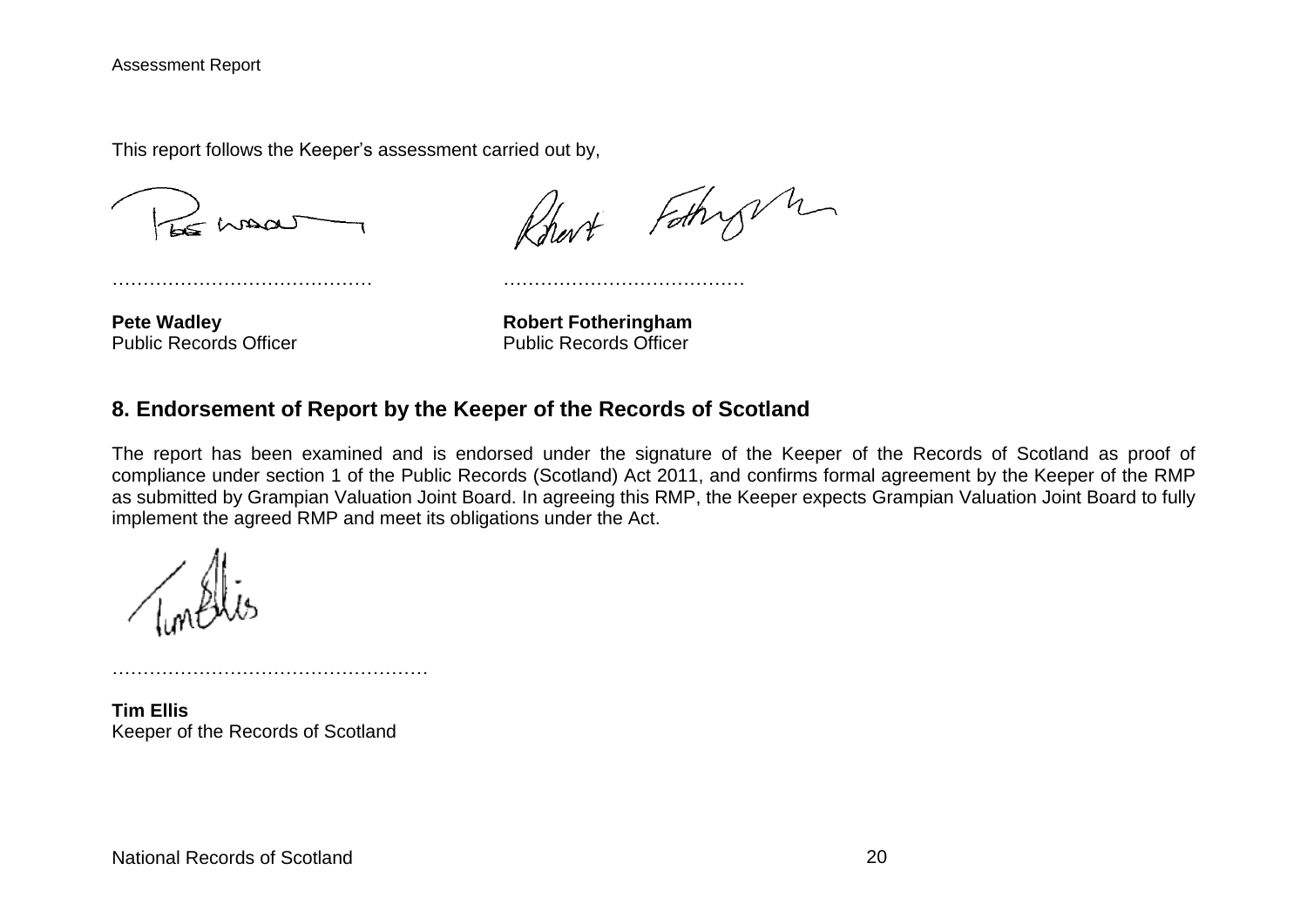This report follows the Keeper's assessment carried out by,

…………………………………… …………………………………

**Pete Wadley**
Public Records Officer

**Robert Fotheringham**
Public Records Officer

## 8. Endorsement of Report by the Keeper of the Records of Scotland

The report has been examined and is endorsed under the signature of the Keeper of the Records of Scotland as proof of compliance under section 1 of the Public Records (Scotland) Act 2011, and confirms formal agreement by the Keeper of the RMP as submitted by Grampian Valuation Joint Board. In agreeing this RMP, the Keeper expects Grampian Valuation Joint Board to fully implement the agreed RMP and meet its obligations under the Act.

……………………………………………

**Tim Ellis**
Keeper of the Records of Scotland